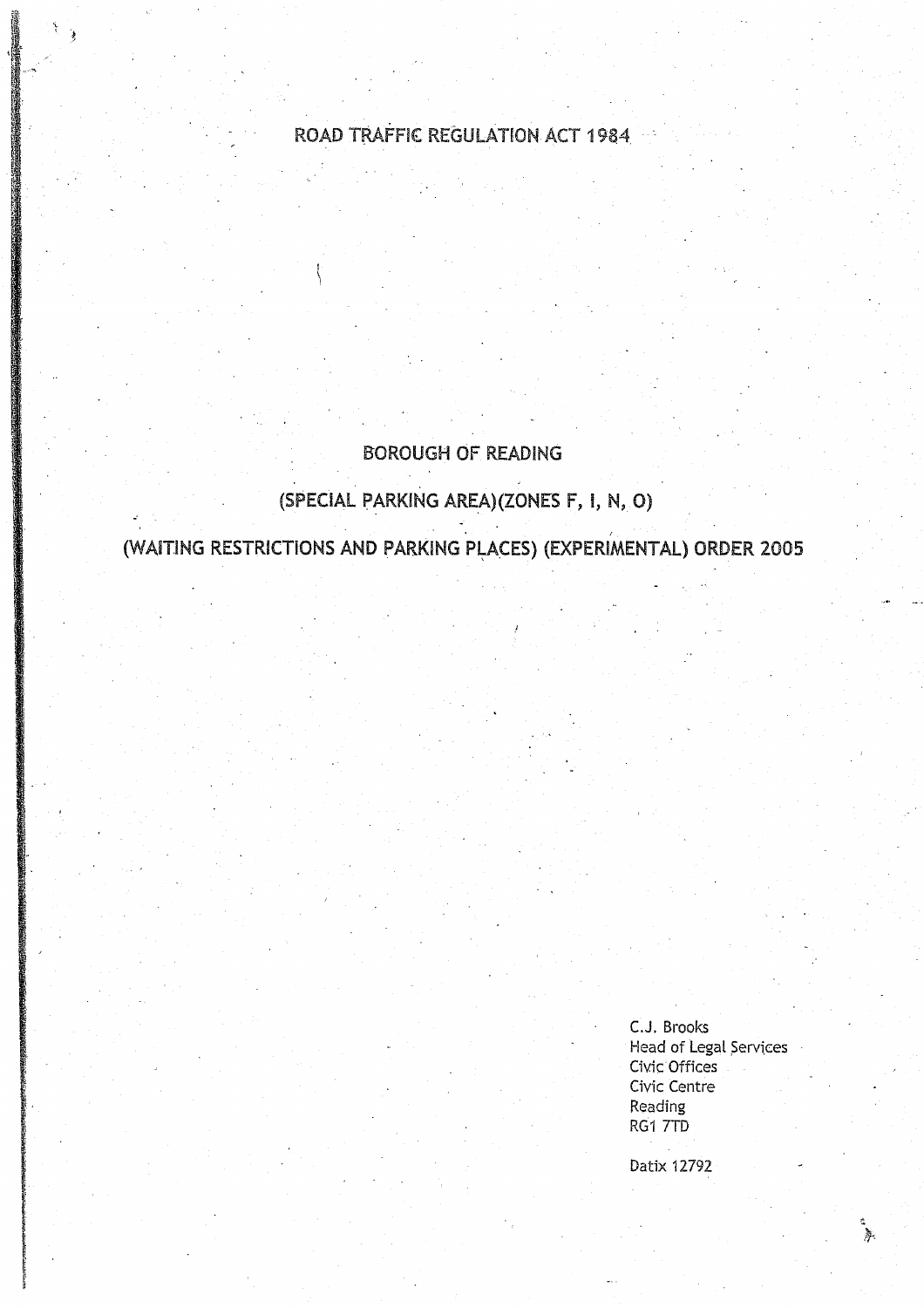# ROAD TRAFFIC REGULATION ACT 1984

## BOROUGH OF READING

## (SPECIAL PARKING AREA)(ZONES F, I, N, O)

## (WAITING RESTRICTIONS AND PARKING PLACES) (EXPERIMENTAL) ORDER 2005

C.J. Brooks
Head of Legal Services
Civic Offices
Civic Centre
Reading
RG1 7TD

Datix 12792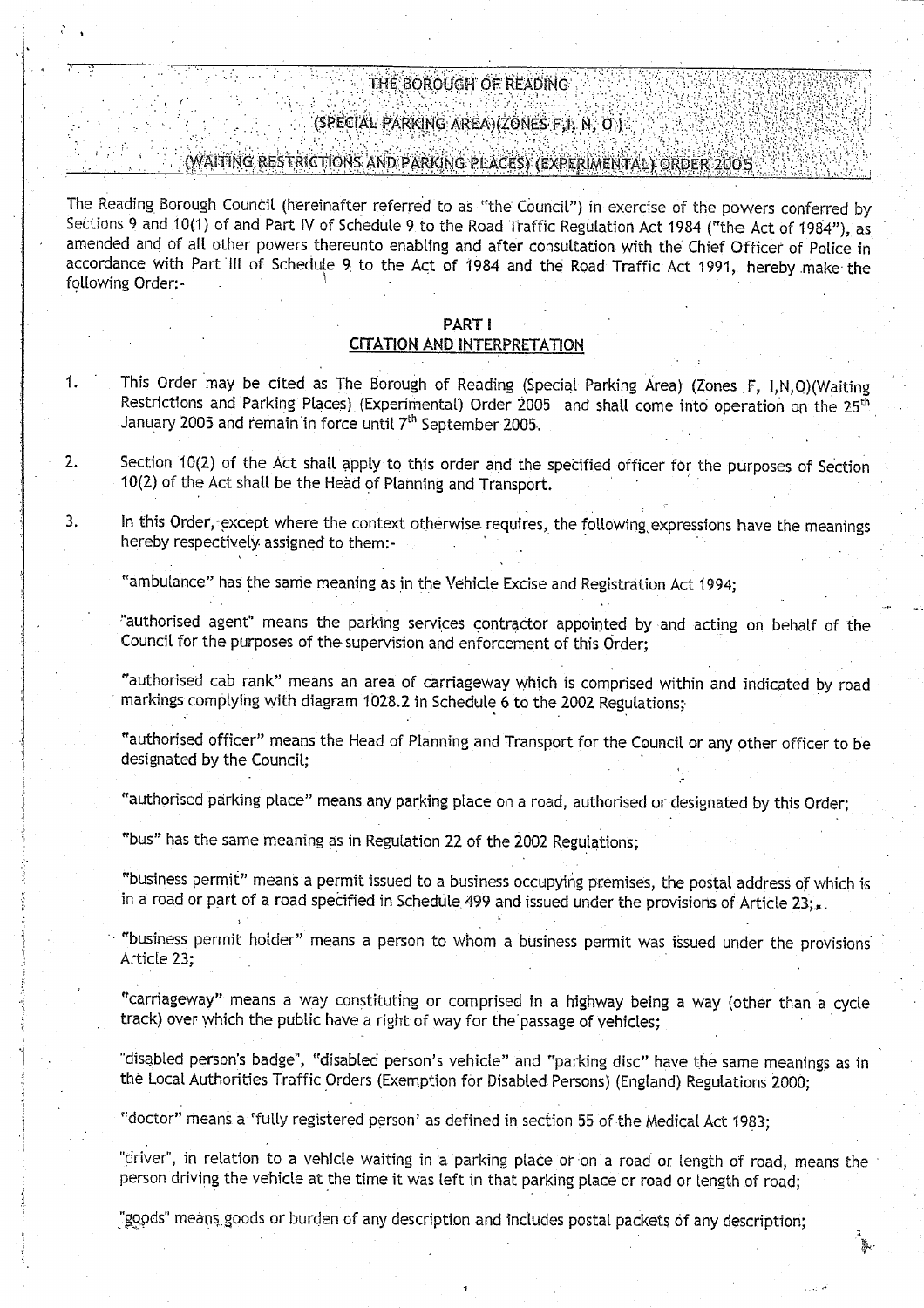# THE BOROUGH OF READING

## (SPECIAL PARKING AREA)(ZONES F,I, N, O )

## (WAITING RESTRICTIONS AND PARKING PLACES) (EXPERIMENTAL) ORDER 2005

The Reading Borough Council (hereinafter referred to as "the Council") in exercise of the powers conferred by Sections 9 and 10(1) of and Part IV of Schedule 9 to the Road Traffic Regulation Act 1984 ("the Act of 1984"), as amended and of all other powers thereunto enabling and after consultation with the Chief Officer of Police in accordance with Part III of Schedule 9 to the Act of 1984 and the Road Traffic Act 1991, hereby make the following Order:-

### PART I
### CITATION AND INTERPRETATION

1. This Order may be cited as The Borough of Reading (Special Parking Area) (Zones F, I,N,O)(Waiting Restrictions and Parking Places) (Experimental) Order 2005 and shall come into operation on the 25th January 2005 and remain in force until 7th September 2005.

2. Section 10(2) of the Act shall apply to this order and the specified officer for the purposes of Section 10(2) of the Act shall be the Head of Planning and Transport.

3. In this Order, except where the context otherwise requires, the following expressions have the meanings hereby respectively assigned to them:-

   "ambulance" has the same meaning as in the Vehicle Excise and Registration Act 1994;

   "authorised agent" means the parking services contractor appointed by and acting on behalf of the Council for the purposes of the supervision and enforcement of this Order;

   "authorised cab rank" means an area of carriageway which is comprised within and indicated by road markings complying with diagram 1028.2 in Schedule 6 to the 2002 Regulations;

   "authorised officer" means the Head of Planning and Transport for the Council or any other officer to be designated by the Council;

   "authorised parking place" means any parking place on a road, authorised or designated by this Order;

   "bus" has the same meaning as in Regulation 22 of the 2002 Regulations;

   "business permit" means a permit issued to a business occupying premises, the postal address of which is in a road or part of a road specified in Schedule 499 and issued under the provisions of Article 23;.

   "business permit holder" means a person to whom a business permit was issued under the provisions Article 23;

   "carriageway" means a way constituting or comprised in a highway being a way (other than a cycle track) over which the public have a right of way for the passage of vehicles;

   "disabled person's badge", "disabled person's vehicle" and "parking disc" have the same meanings as in the Local Authorities Traffic Orders (Exemption for Disabled Persons) (England) Regulations 2000;

   "doctor" means a 'fully registered person' as defined in section 55 of the Medical Act 1983;

   "driver", in relation to a vehicle waiting in a parking place or on a road or length of road, means the person driving the vehicle at the time it was left in that parking place or road or length of road;

   "goods" means goods or burden of any description and includes postal packets of any description;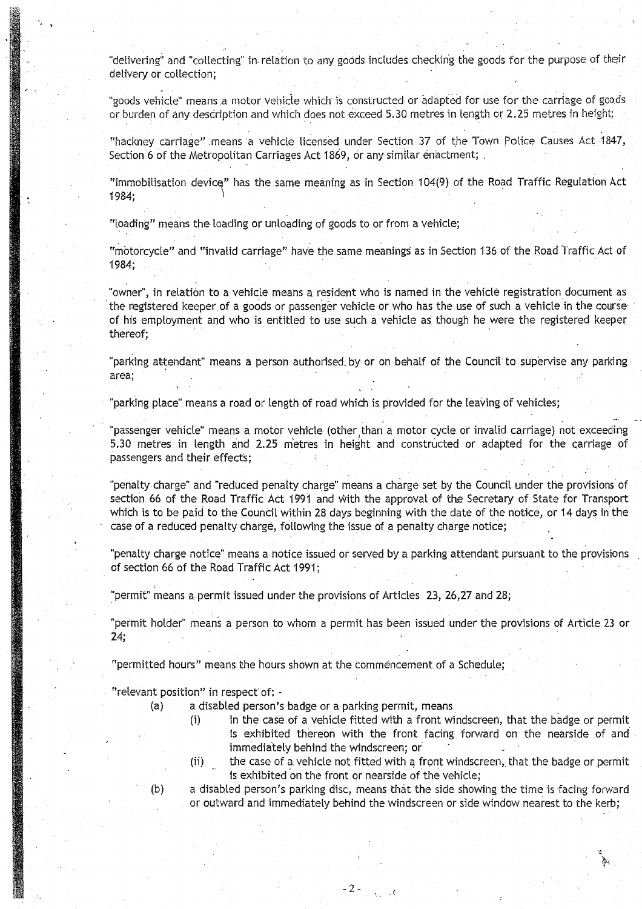"delivering" and "collecting" in relation to any goods includes checking the goods for the purpose of their delivery or collection;

"goods vehicle" means a motor vehicle which is constructed or adapted for use for the carriage of goods or burden of any description and which does not exceed 5.30 metres in length or 2.25 metres in height;

"hackney carriage" means a vehicle licensed under Section 37 of the Town Police Causes Act 1847, Section 6 of the Metropolitan Carriages Act 1869, or any similar enactment;

"immobilisation device" has the same meaning as in Section 104(9) of the Road Traffic Regulation Act 1984;

"loading" means the loading or unloading of goods to or from a vehicle;

"motorcycle" and "invalid carriage" have the same meanings as in Section 136 of the Road Traffic Act of 1984;

"owner", in relation to a vehicle means a resident who is named in the vehicle registration document as the registered keeper of a goods or passenger vehicle or who has the use of such a vehicle in the course of his employment and who is entitled to use such a vehicle as though he were the registered keeper thereof;

"parking attendant" means a person authorised by or on behalf of the Council to supervise any parking area;

"parking place" means a road or length of road which is provided for the leaving of vehicles;

"passenger vehicle" means a motor vehicle (other than a motor cycle or invalid carriage) not exceeding 5.30 metres in length and 2.25 metres in height and constructed or adapted for the carriage of passengers and their effects;

"penalty charge" and "reduced penalty charge" means a charge set by the Council under the provisions of section 66 of the Road Traffic Act 1991 and with the approval of the Secretary of State for Transport which is to be paid to the Council within 28 days beginning with the date of the notice, or 14 days in the case of a reduced penalty charge, following the issue of a penalty charge notice;

"penalty charge notice" means a notice issued or served by a parking attendant pursuant to the provisions of section 66 of the Road Traffic Act 1991;

"permit" means a permit issued under the provisions of Articles 23, 26,27 and 28;

"permit holder" means a person to whom a permit has been issued under the provisions of Article 23 or 24;

"permitted hours" means the hours shown at the commencement of a Schedule;

"relevant position" in respect of: -

- (a) a disabled person's badge or a parking permit, means
  - (i) in the case of a vehicle fitted with a front windscreen, that the badge or permit is exhibited thereon with the front facing forward on the nearside of and immediately behind the windscreen; or
  - (ii) the case of a vehicle not fitted with a front windscreen, that the badge or permit is exhibited on the front or nearside of the vehicle;
- (b) a disabled person's parking disc, means that the side showing the time is facing forward or outward and immediately behind the windscreen or side window nearest to the kerb;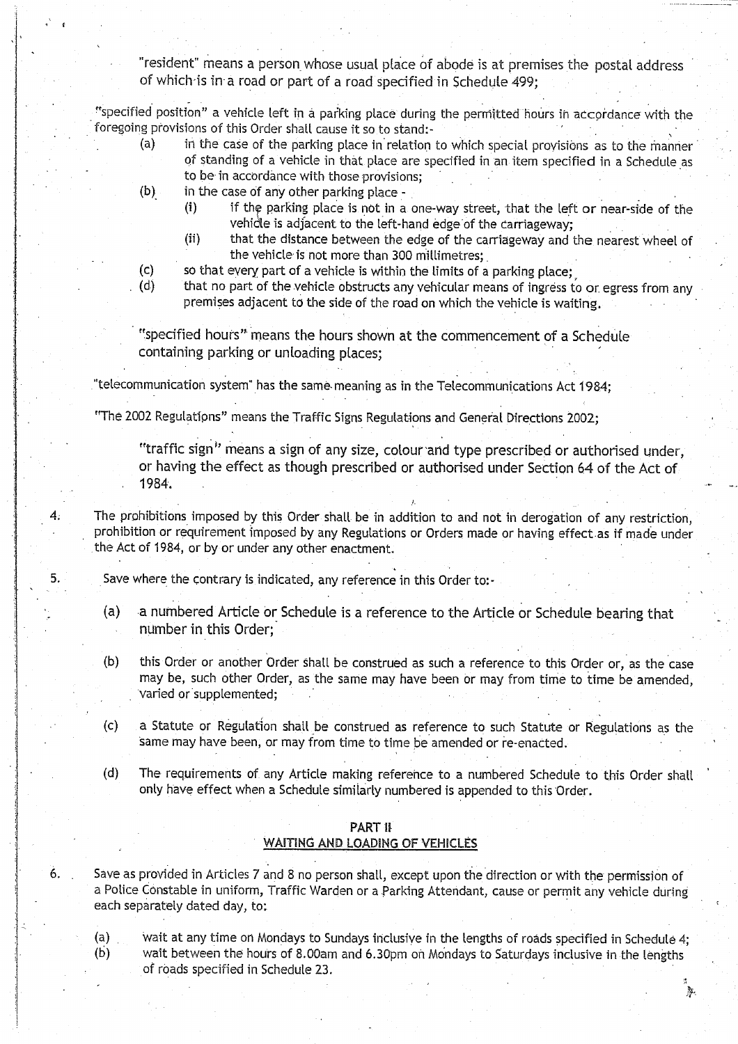"resident" means a person whose usual place of abode is at premises the postal address of which is in a road or part of a road specified in Schedule 499;

"specified position" a vehicle left in a parking place during the permitted hours in accordance with the foregoing provisions of this Order shall cause it so to stand:-

(a) in the case of the parking place in relation to which special provisions as to the manner of standing of a vehicle in that place are specified in an item specified in a Schedule as to be in accordance with those provisions;

(b) in the case of any other parking place -

  (i) if the parking place is not in a one-way street, that the left or near-side of the vehicle is adjacent to the left-hand edge of the carriageway;

  (ii) that the distance between the edge of the carriageway and the nearest wheel of the vehicle is not more than 300 millimetres;

(c) so that every part of a vehicle is within the limits of a parking place;

(d) that no part of the vehicle obstructs any vehicular means of ingress to or egress from any premises adjacent to the side of the road on which the vehicle is waiting.

"specified hours" means the hours shown at the commencement of a Schedule containing parking or unloading places;

"telecommunication system" has the same meaning as in the Telecommunications Act 1984;

"The 2002 Regulations" means the Traffic Signs Regulations and General Directions 2002;

"traffic sign" means a sign of any size, colour and type prescribed or authorised under, or having the effect as though prescribed or authorised under Section 64 of the Act of 1984.

4. The prohibitions imposed by this Order shall be in addition to and not in derogation of any restriction, prohibition or requirement imposed by any Regulations or Orders made or having effect as if made under the Act of 1984, or by or under any other enactment.

5. Save where the contrary is indicated, any reference in this Order to:-

(a) a numbered Article or Schedule is a reference to the Article or Schedule bearing that number in this Order;

(b) this Order or another Order shall be construed as such a reference to this Order or, as the case may be, such other Order, as the same may have been or may from time to time be amended, varied or supplemented;

(c) a Statute or Regulation shall be construed as reference to such Statute or Regulations as the same may have been, or may from time to time be amended or re-enacted.

(d) The requirements of any Article making reference to a numbered Schedule to this Order shall only have effect when a Schedule similarly numbered is appended to this Order.

## PART II
## WAITING AND LOADING OF VEHICLES

6. Save as provided in Articles 7 and 8 no person shall, except upon the direction or with the permission of a Police Constable in uniform, Traffic Warden or a Parking Attendant, cause or permit any vehicle during each separately dated day, to:

(a) wait at any time on Mondays to Sundays inclusive in the lengths of roads specified in Schedule 4;

(b) wait between the hours of 8.00am and 6.30pm on Mondays to Saturdays inclusive in the lengths of roads specified in Schedule 23.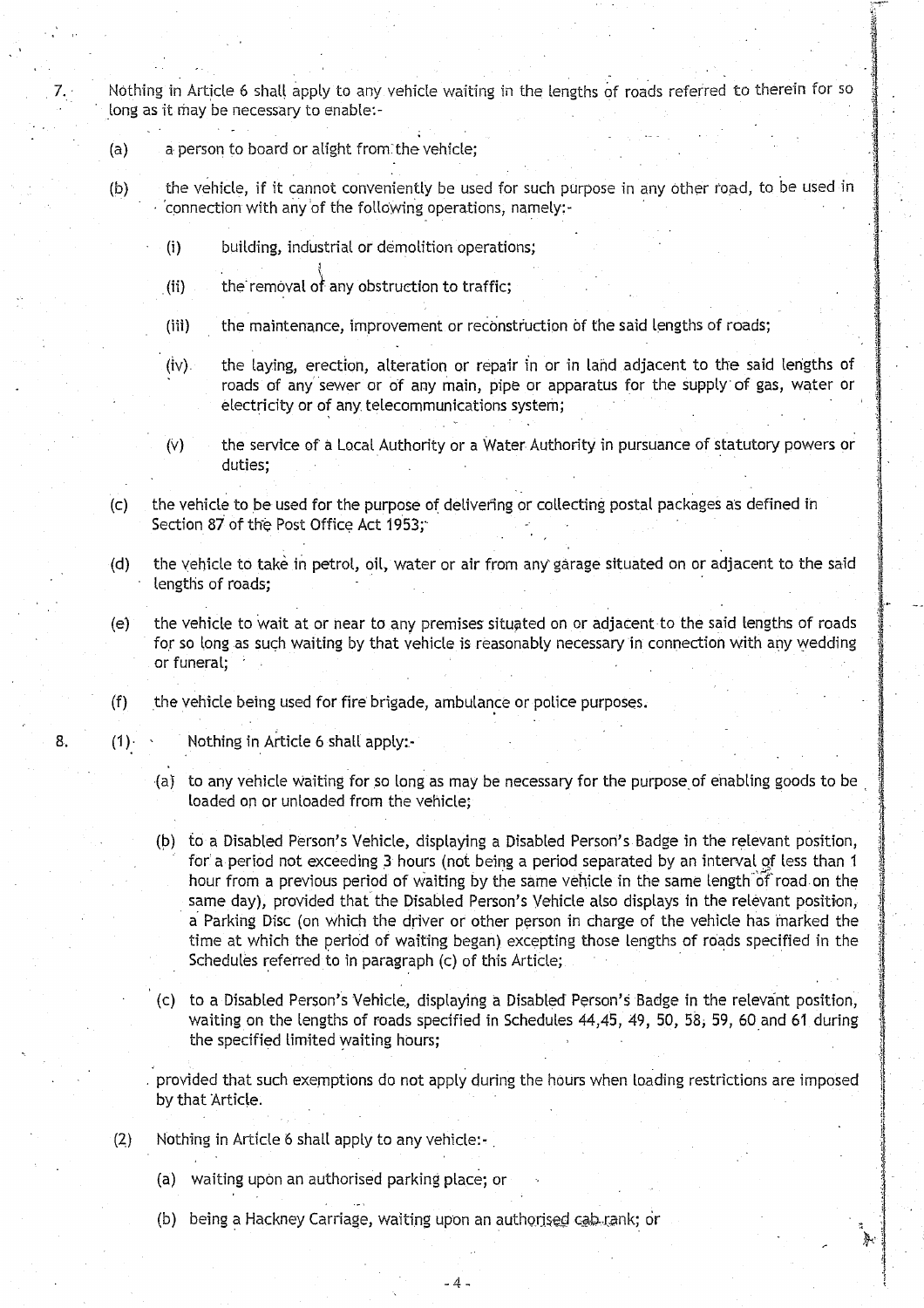7. Nothing in Article 6 shall apply to any vehicle waiting in the lengths of roads referred to therein for so long as it may be necessary to enable:-

   (a) a person to board or alight from the vehicle;

   (b) the vehicle, if it cannot conveniently be used for such purpose in any other road, to be used in connection with any of the following operations, namely:-

      (i) building, industrial or demolition operations;

      (ii) the removal of any obstruction to traffic;

      (iii) the maintenance, improvement or reconstruction of the said lengths of roads;

      (iv) the laying, erection, alteration or repair in or in land adjacent to the said lengths of roads of any sewer or of any main, pipe or apparatus for the supply of gas, water or electricity or of any telecommunications system;

      (v) the service of a Local Authority or a Water Authority in pursuance of statutory powers or duties;

   (c) the vehicle to be used for the purpose of delivering or collecting postal packages as defined in Section 87 of the Post Office Act 1953;

   (d) the vehicle to take in petrol, oil, water or air from any garage situated on or adjacent to the said lengths of roads;

   (e) the vehicle to wait at or near to any premises situated on or adjacent to the said lengths of roads for so long as such waiting by that vehicle is reasonably necessary in connection with any wedding or funeral;

   (f) the vehicle being used for fire brigade, ambulance or police purposes.

8. (1) Nothing in Article 6 shall apply:-

   (a) to any vehicle waiting for so long as may be necessary for the purpose of enabling goods to be loaded on or unloaded from the vehicle;

   (b) to a Disabled Person's Vehicle, displaying a Disabled Person's Badge in the relevant position, for a period not exceeding 3 hours (not being a period separated by an interval of less than 1 hour from a previous period of waiting by the same vehicle in the same length of road on the same day), provided that the Disabled Person's Vehicle also displays in the relevant position, a Parking Disc (on which the driver or other person in charge of the vehicle has marked the time at which the period of waiting began) excepting those lengths of roads specified in the Schedules referred to in paragraph (c) of this Article;

   (c) to a Disabled Person's Vehicle, displaying a Disabled Person's Badge in the relevant position, waiting on the lengths of roads specified in Schedules 44,45, 49, 50, 58, 59, 60 and 61 during the specified limited waiting hours;

   provided that such exemptions do not apply during the hours when loading restrictions are imposed by that Article.

   (2) Nothing in Article 6 shall apply to any vehicle:-

   (a) waiting upon an authorised parking place; or

   (b) being a Hackney Carriage, waiting upon an authorised cab rank; or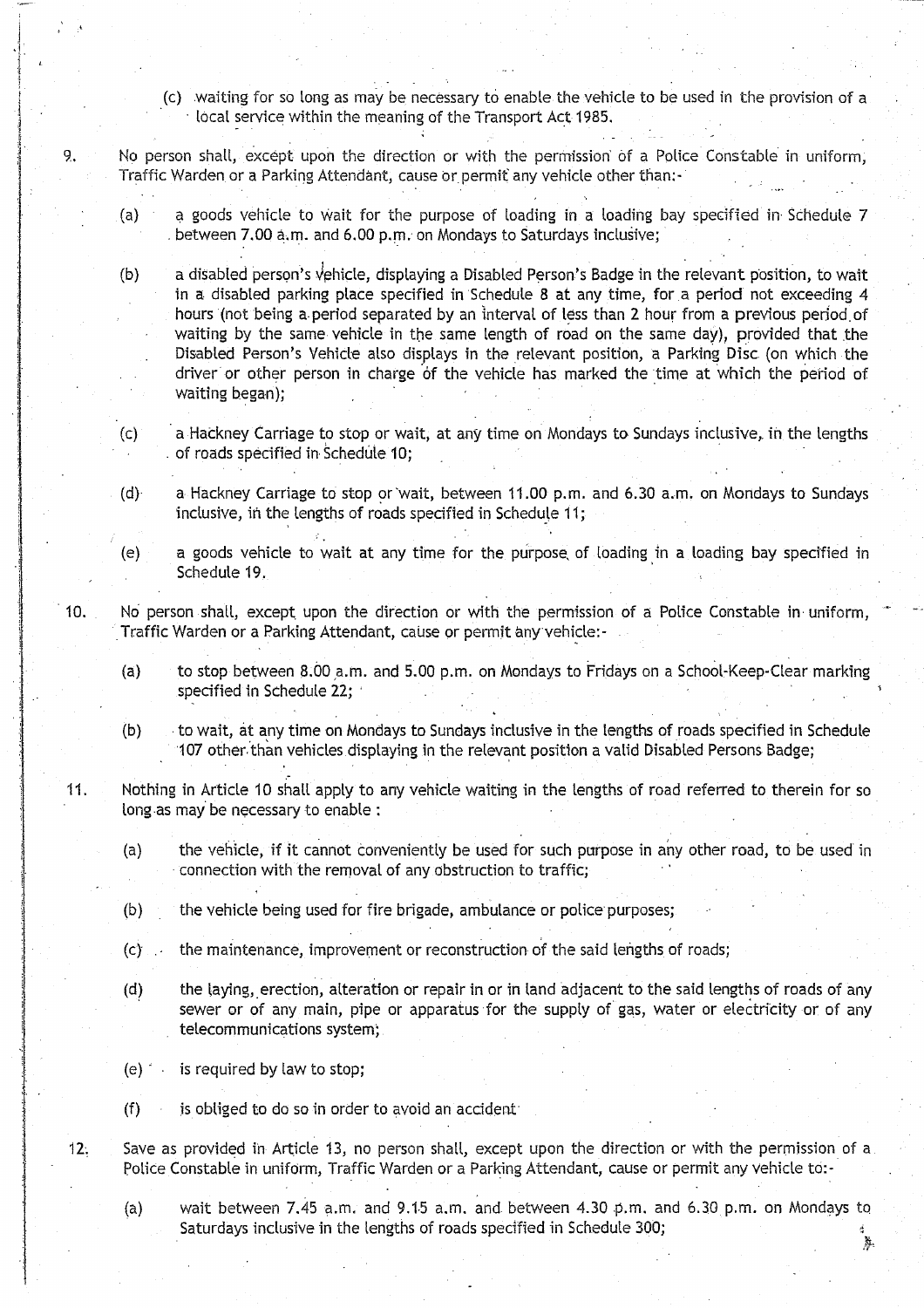(c) waiting for so long as may be necessary to enable the vehicle to be used in the provision of a local service within the meaning of the Transport Act 1985.

9. No person shall, except upon the direction or with the permission of a Police Constable in uniform, Traffic Warden or a Parking Attendant, cause or permit any vehicle other than:-

   (a) a goods vehicle to wait for the purpose of loading in a loading bay specified in Schedule 7 between 7.00 a.m. and 6.00 p.m. on Mondays to Saturdays inclusive;

   (b) a disabled person's vehicle, displaying a Disabled Person's Badge in the relevant position, to wait in a disabled parking place specified in Schedule 8 at any time, for a period not exceeding 4 hours (not being a period separated by an interval of less than 2 hour from a previous period of waiting by the same vehicle in the same length of road on the same day), provided that the Disabled Person's Vehicle also displays in the relevant position, a Parking Disc (on which the driver or other person in charge of the vehicle has marked the time at which the period of waiting began);

   (c) a Hackney Carriage to stop or wait, at any time on Mondays to Sundays inclusive, in the lengths of roads specified in Schedule 10;

   (d) a Hackney Carriage to stop or wait, between 11.00 p.m. and 6.30 a.m. on Mondays to Sundays inclusive, in the lengths of roads specified in Schedule 11;

   (e) a goods vehicle to wait at any time for the purpose of loading in a loading bay specified in Schedule 19.

10. No person shall, except upon the direction or with the permission of a Police Constable in uniform, Traffic Warden or a Parking Attendant, cause or permit any vehicle:-

   (a) to stop between 8.00 a.m. and 5.00 p.m. on Mondays to Fridays on a School-Keep-Clear marking specified in Schedule 22;

   (b) to wait, at any time on Mondays to Sundays inclusive in the lengths of roads specified in Schedule 107 other than vehicles displaying in the relevant position a valid Disabled Persons Badge;

11. Nothing in Article 10 shall apply to any vehicle waiting in the lengths of road referred to therein for so long as may be necessary to enable :

   (a) the vehicle, if it cannot conveniently be used for such purpose in any other road, to be used in connection with the removal of any obstruction to traffic;

   (b) the vehicle being used for fire brigade, ambulance or police purposes;

   (c) the maintenance, improvement or reconstruction of the said lengths of roads;

   (d) the laying, erection, alteration or repair in or in land adjacent to the said lengths of roads of any sewer or of any main, pipe or apparatus for the supply of gas, water or electricity or of any telecommunications system;

   (e) is required by law to stop;

   (f) is obliged to do so in order to avoid an accident

12. Save as provided in Article 13, no person shall, except upon the direction or with the permission of a Police Constable in uniform, Traffic Warden or a Parking Attendant, cause or permit any vehicle to:-

   (a) wait between 7.45 a.m. and 9.15 a.m. and between 4.30 p.m. and 6.30 p.m. on Mondays to Saturdays inclusive in the lengths of roads specified in Schedule 300;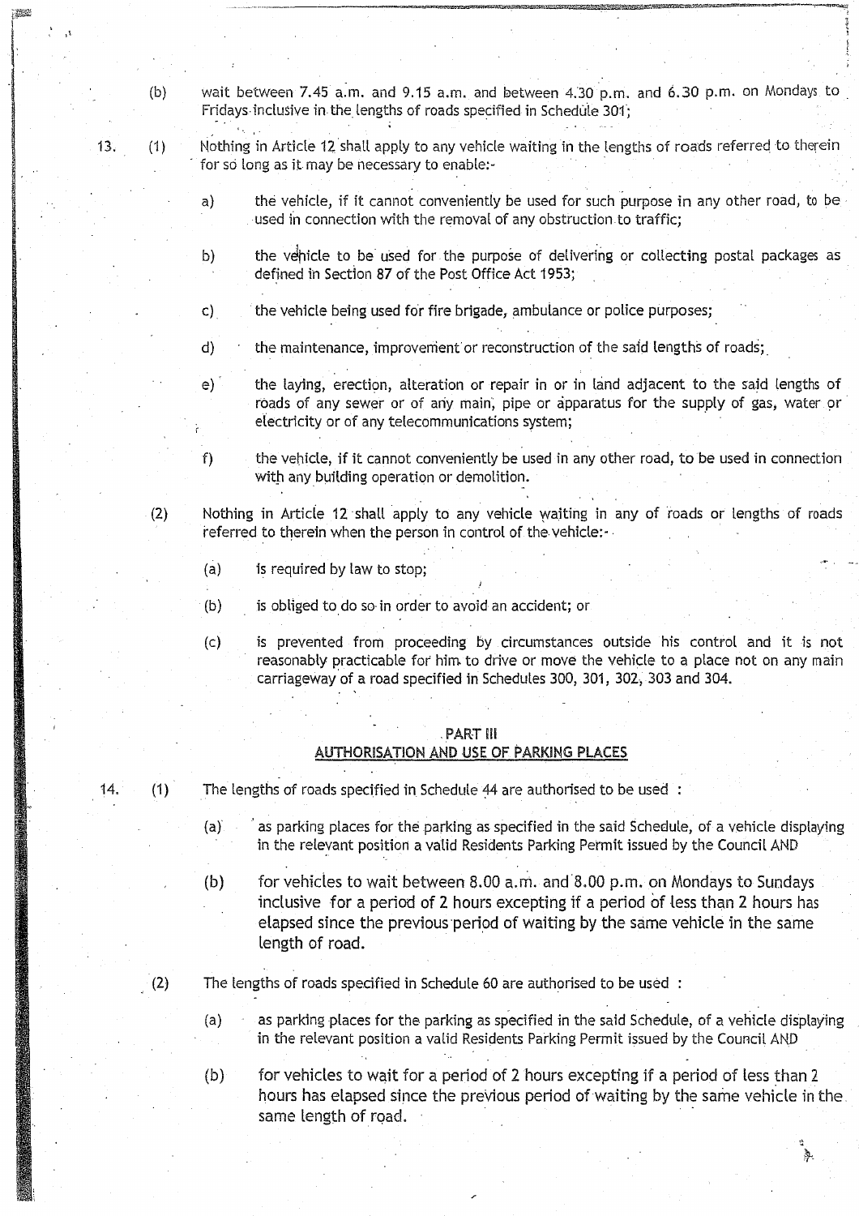(b) wait between 7.45 a.m. and 9.15 a.m. and between 4.30 p.m. and 6.30 p.m. on Mondays to Fridays inclusive in the lengths of roads specified in Schedule 301;

13. (1) Nothing in Article 12 shall apply to any vehicle waiting in the lengths of roads referred to therein for so long as it may be necessary to enable:-

a) the vehicle, if it cannot conveniently be used for such purpose in any other road, to be used in connection with the removal of any obstruction to traffic;

b) the vehicle to be used for the purpose of delivering or collecting postal packages as defined in Section 87 of the Post Office Act 1953;

c) the vehicle being used for fire brigade, ambulance or police purposes;

d) the maintenance, improvement or reconstruction of the said lengths of roads;

e) the laying, erection, alteration or repair in or in land adjacent to the said lengths of roads of any sewer or of any main, pipe or apparatus for the supply of gas, water or electricity or of any telecommunications system;

f) the vehicle, if it cannot conveniently be used in any other road, to be used in connection with any building operation or demolition.

(2) Nothing in Article 12 shall apply to any vehicle waiting in any of roads or lengths of roads referred to therein when the person in control of the vehicle:-

(a) is required by law to stop;

(b) is obliged to do so in order to avoid an accident; or

(c) is prevented from proceeding by circumstances outside his control and it is not reasonably practicable for him to drive or move the vehicle to a place not on any main carriageway of a road specified in Schedules 300, 301, 302, 303 and 304.

## PART III
## AUTHORISATION AND USE OF PARKING PLACES

14. (1) The lengths of roads specified in Schedule 44 are authorised to be used :

(a) as parking places for the parking as specified in the said Schedule, of a vehicle displaying in the relevant position a valid Residents Parking Permit issued by the Council AND

(b) for vehicles to wait between 8.00 a.m. and 8.00 p.m. on Mondays to Sundays inclusive for a period of 2 hours excepting if a period of less than 2 hours has elapsed since the previous period of waiting by the same vehicle in the same length of road.

(2) The lengths of roads specified in Schedule 60 are authorised to be used :

(a) as parking places for the parking as specified in the said Schedule, of a vehicle displaying in the relevant position a valid Residents Parking Permit issued by the Council AND

(b) for vehicles to wait for a period of 2 hours excepting if a period of less than 2 hours has elapsed since the previous period of waiting by the same vehicle in the same length of road.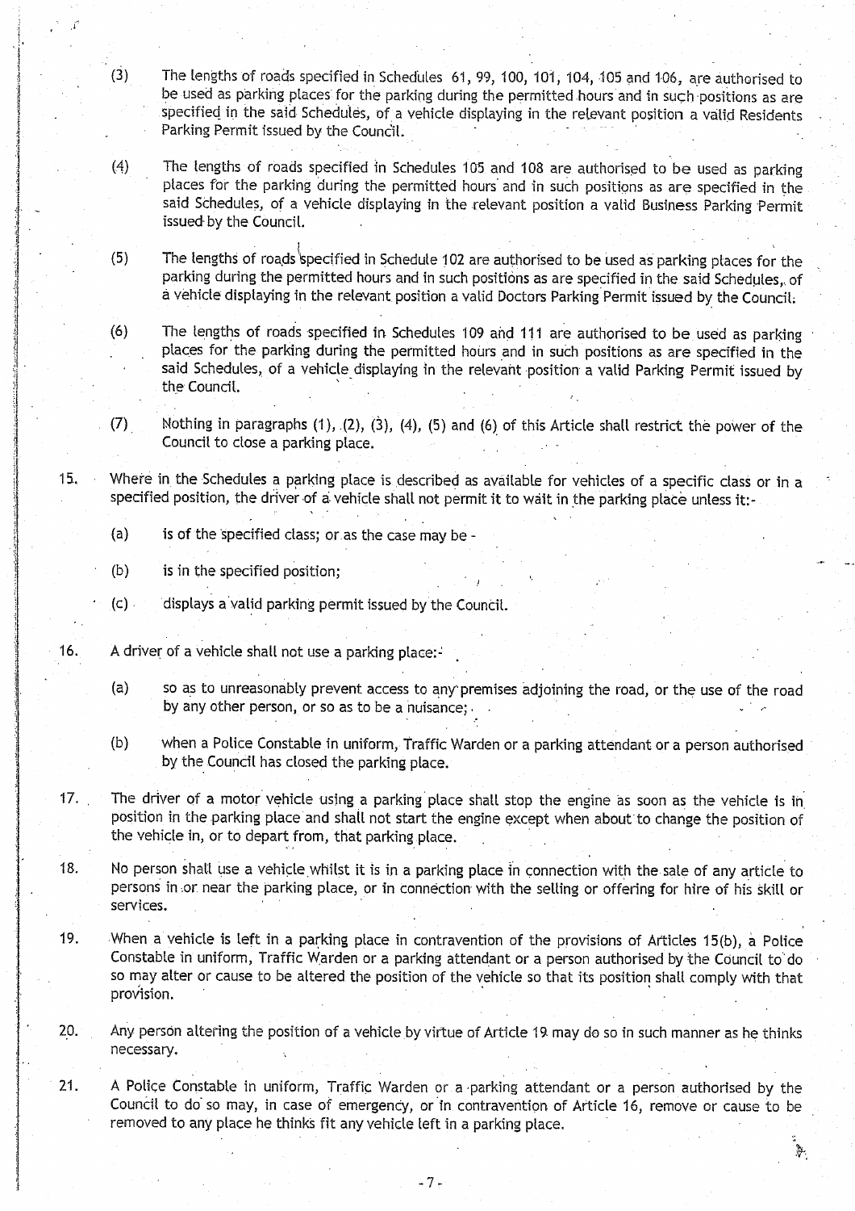(3) The lengths of roads specified in Schedules 61, 99, 100, 101, 104, 105 and 106, are authorised to be used as parking places for the parking during the permitted hours and in such positions as are specified in the said Schedules, of a vehicle displaying in the relevant position a valid Residents Parking Permit issued by the Council.

(4) The lengths of roads specified in Schedules 105 and 108 are authorised to be used as parking places for the parking during the permitted hours and in such positions as are specified in the said Schedules, of a vehicle displaying in the relevant position a valid Business Parking Permit issued by the Council.

(5) The lengths of roads specified in Schedule 102 are authorised to be used as parking places for the parking during the permitted hours and in such positions as are specified in the said Schedules, of a vehicle displaying in the relevant position a valid Doctors Parking Permit issued by the Council.

(6) The lengths of roads specified in Schedules 109 and 111 are authorised to be used as parking places for the parking during the permitted hours and in such positions as are specified in the said Schedules, of a vehicle displaying in the relevant position a valid Parking Permit issued by the Council.

(7) Nothing in paragraphs (1), (2), (3), (4), (5) and (6) of this Article shall restrict the power of the Council to close a parking place.

15. Where in the Schedules a parking place is described as available for vehicles of a specific class or in a specified position, the driver of a vehicle shall not permit it to wait in the parking place unless it:-

(a) is of the specified class; or as the case may be -

(b) is in the specified position;

(c) displays a valid parking permit issued by the Council.

16. A driver of a vehicle shall not use a parking place:-

(a) so as to unreasonably prevent access to any premises adjoining the road, or the use of the road by any other person, or so as to be a nuisance;

(b) when a Police Constable in uniform, Traffic Warden or a parking attendant or a person authorised by the Council has closed the parking place.

17. The driver of a motor vehicle using a parking place shall stop the engine as soon as the vehicle is in position in the parking place and shall not start the engine except when about to change the position of the vehicle in, or to depart from, that parking place.

18. No person shall use a vehicle whilst it is in a parking place in connection with the sale of any article to persons in or near the parking place, or in connection with the selling or offering for hire of his skill or services.

19. When a vehicle is left in a parking place in contravention of the provisions of Articles 15(b), a Police Constable in uniform, Traffic Warden or a parking attendant or a person authorised by the Council to do so may alter or cause to be altered the position of the vehicle so that its position shall comply with that provision.

20. Any person altering the position of a vehicle by virtue of Article 19 may do so in such manner as he thinks necessary.

21. A Police Constable in uniform, Traffic Warden or a parking attendant or a person authorised by the Council to do so may, in case of emergency, or in contravention of Article 16, remove or cause to be removed to any place he thinks fit any vehicle left in a parking place.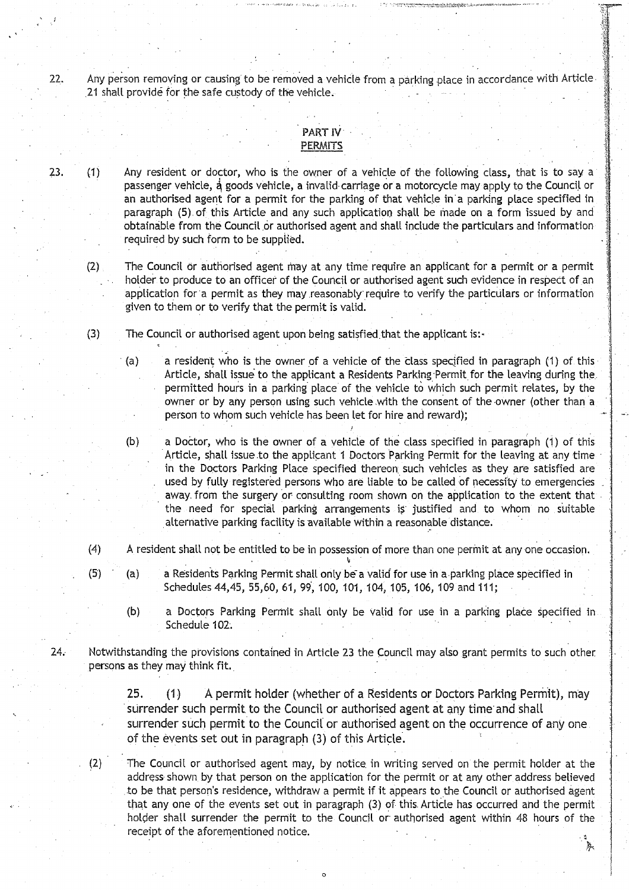22. Any person removing or causing to be removed a vehicle from a parking place in accordance with Article 21 shall provide for the safe custody of the vehicle.

## PART IV
## PERMITS

23. (1) Any resident or doctor, who is the owner of a vehicle of the following class, that is to say a passenger vehicle, a goods vehicle, a invalid carriage or a motorcycle may apply to the Council or an authorised agent for a permit for the parking of that vehicle in a parking place specified in paragraph (5) of this Article and any such application shall be made on a form issued by and obtainable from the Council or authorised agent and shall include the particulars and information required by such form to be supplied.

(2) The Council or authorised agent may at any time require an applicant for a permit or a permit holder to produce to an officer of the Council or authorised agent such evidence in respect of an application for a permit as they may reasonably require to verify the particulars or information given to them or to verify that the permit is valid.

(3) The Council or authorised agent upon being satisfied that the applicant is:-

(a) a resident who is the owner of a vehicle of the class specified in paragraph (1) of this Article, shall issue to the applicant a Residents Parking Permit for the leaving during the permitted hours in a parking place of the vehicle to which such permit relates, by the owner or by any person using such vehicle with the consent of the owner (other than a person to whom such vehicle has been let for hire and reward);

(b) a Doctor, who is the owner of a vehicle of the class specified in paragraph (1) of this Article, shall issue to the applicant 1 Doctors Parking Permit for the leaving at any time in the Doctors Parking Place specified thereon such vehicles as they are satisfied are used by fully registered persons who are liable to be called of necessity to emergencies away from the surgery or consulting room shown on the application to the extent that the need for special parking arrangements is justified and to whom no suitable alternative parking facility is available within a reasonable distance.

(4) A resident shall not be entitled to be in possession of more than one permit at any one occasion.

(5) (a) a Residents Parking Permit shall only be a valid for use in a parking place specified in Schedules 44,45, 55,60, 61, 99, 100, 101, 104, 105, 106, 109 and 111;

(b) a Doctors Parking Permit shall only be valid for use in a parking place specified in Schedule 102.

24. Notwithstanding the provisions contained in Article 23 the Council may also grant permits to such other persons as they may think fit.

25. (1) A permit holder (whether of a Residents or Doctors Parking Permit), may surrender such permit to the Council or authorised agent at any time and shall surrender such permit to the Council or authorised agent on the occurrence of any one of the events set out in paragraph (3) of this Article.

(2) The Council or authorised agent may, by notice in writing served on the permit holder at the address shown by that person on the application for the permit or at any other address believed to be that person's residence, withdraw a permit if it appears to the Council or authorised agent that any one of the events set out in paragraph (3) of this Article has occurred and the permit holder shall surrender the permit to the Council or authorised agent within 48 hours of the receipt of the aforementioned notice.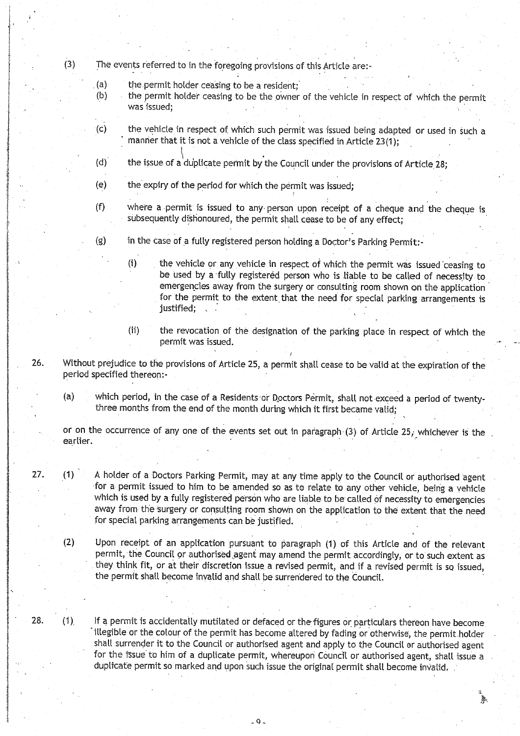(3) The events referred to in the foregoing provisions of this Article are:-

(a) the permit holder ceasing to be a resident;

(b) the permit holder ceasing to be the owner of the vehicle in respect of which the permit was issued;

(c) the vehicle in respect of which such permit was issued being adapted or used in such a manner that it is not a vehicle of the class specified in Article 23(1);

(d) the issue of a duplicate permit by the Council under the provisions of Article 28;

(e) the expiry of the period for which the permit was issued;

(f) where a permit is issued to any person upon receipt of a cheque and the cheque is subsequently dishonoured, the permit shall cease to be of any effect;

(g) in the case of a fully registered person holding a Doctor's Parking Permit:-

(i) the vehicle or any vehicle in respect of which the permit was issued ceasing to be used by a fully registered person who is liable to be called of necessity to emergencies away from the surgery or consulting room shown on the application for the permit to the extent that the need for special parking arrangements is justified;

(ii) the revocation of the designation of the parking place in respect of which the permit was issued.

26. Without prejudice to the provisions of Article 25, a permit shall cease to be valid at the expiration of the period specified thereon:-

(a) which period, in the case of a Residents or Doctors Permit, shall not exceed a period of twenty-three months from the end of the month during which it first became valid;

or on the occurrence of any one of the events set out in paragraph (3) of Article 25, whichever is the earlier.

27. (1) A holder of a Doctors Parking Permit, may at any time apply to the Council or authorised agent for a permit issued to him to be amended so as to relate to any other vehicle, being a vehicle which is used by a fully registered person who are liable to be called of necessity to emergencies away from the surgery or consulting room shown on the application to the extent that the need for special parking arrangements can be justified.

(2) Upon receipt of an application pursuant to paragraph (1) of this Article and of the relevant permit, the Council or authorised agent may amend the permit accordingly, or to such extent as they think fit, or at their discretion issue a revised permit, and if a revised permit is so issued, the permit shall become invalid and shall be surrendered to the Council.

28. (1) If a permit is accidentally mutilated or defaced or the figures or particulars thereon have become illegible or the colour of the permit has become altered by fading or otherwise, the permit holder shall surrender it to the Council or authorised agent and apply to the Council or authorised agent for the issue to him of a duplicate permit, whereupon Council or authorised agent, shall issue a duplicate permit so marked and upon such issue the original permit shall become invalid.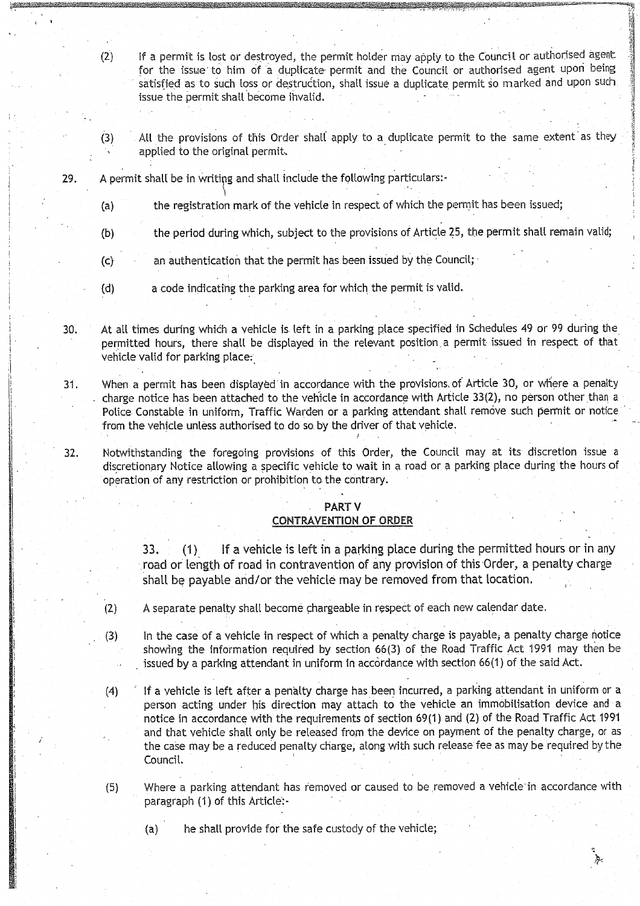(2) If a permit is lost or destroyed, the permit holder may apply to the Council or authorised agent for the issue to him of a duplicate permit and the Council or authorised agent upon being satisfied as to such loss or destruction, shall issue a duplicate permit so marked and upon such issue the permit shall become invalid.

(3) All the provisions of this Order shall apply to a duplicate permit to the same extent as they applied to the original permit.

29. A permit shall be in writing and shall include the following particulars:-

(a) the registration mark of the vehicle in respect of which the permit has been issued;

(b) the period during which, subject to the provisions of Article 25, the permit shall remain valid;

(c) an authentication that the permit has been issued by the Council;

(d) a code indicating the parking area for which the permit is valid.

30. At all times during which a vehicle is left in a parking place specified in Schedules 49 or 99 during the permitted hours, there shall be displayed in the relevant position a permit issued in respect of that vehicle valid for parking place.

31. When a permit has been displayed in accordance with the provisions of Article 30, or where a penalty charge notice has been attached to the vehicle in accordance with Article 33(2), no person other than a Police Constable in uniform, Traffic Warden or a parking attendant shall remove such permit or notice from the vehicle unless authorised to do so by the driver of that vehicle.

32. Notwithstanding the foregoing provisions of this Order, the Council may at its discretion issue a discretionary Notice allowing a specific vehicle to wait in a road or a parking place during the hours of operation of any restriction or prohibition to the contrary.

## PART V
## CONTRAVENTION OF ORDER

33. (1) If a vehicle is left in a parking place during the permitted hours or in any road or length of road in contravention of any provision of this Order, a penalty charge shall be payable and/or the vehicle may be removed from that location.

(2) A separate penalty shall become chargeable in respect of each new calendar date.

(3) In the case of a vehicle in respect of which a penalty charge is payable, a penalty charge notice showing the information required by section 66(3) of the Road Traffic Act 1991 may then be issued by a parking attendant in uniform in accordance with section 66(1) of the said Act.

(4) If a vehicle is left after a penalty charge has been incurred, a parking attendant in uniform or a person acting under his direction may attach to the vehicle an immobilisation device and a notice in accordance with the requirements of section 69(1) and (2) of the Road Traffic Act 1991 and that vehicle shall only be released from the device on payment of the penalty charge, or as the case may be a reduced penalty charge, along with such release fee as may be required by the Council.

(5) Where a parking attendant has removed or caused to be removed a vehicle in accordance with paragraph (1) of this Article:-

(a) he shall provide for the safe custody of the vehicle;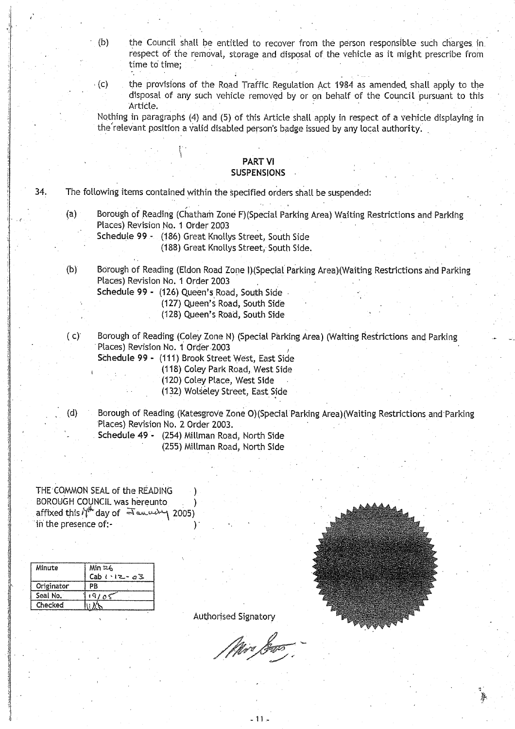(b) the Council shall be entitled to recover from the person responsible such charges in respect of the removal, storage and disposal of the vehicle as it might prescribe from time to time;

(c) the provisions of the Road Traffic Regulation Act 1984 as amended, shall apply to the disposal of any such vehicle removed by or on behalf of the Council pursuant to this Article.

Nothing in paragraphs (4) and (5) of this Article shall apply in respect of a vehicle displaying in the relevant position a valid disabled person's badge issued by any local authority.

## PART VI
## SUSPENSIONS

34. The following items contained within the specified orders shall be suspended:

(a) Borough of Reading (Chatham Zone F)(Special Parking Area) Waiting Restrictions and Parking Places) Revision No. 1 Order 2003
**Schedule 99** - (186) Great Knollys Street, South Side
(188) Great Knollys Street, South Side.

(b) Borough of Reading (Eldon Road Zone I)(Special Parking Area)(Waiting Restrictions and Parking Places) Revision No. 1 Order 2003
**Schedule 99** - (126) Queen's Road, South Side
(127) Queen's Road, South Side
(128) Queen's Road, South Side

(c) Borough of Reading (Coley Zone N) (Special Parking Area) (Waiting Restrictions and Parking Places) Revision No. 1 Order 2003
**Schedule 99** - (111) Brook Street West, East Side
(118) Coley Park Road, West Side
(120) Coley Place, West Side
(132) Wolseley Street, East Side

(d) Borough of Reading (Katesgrove Zone O)(Special Parking Area)(Waiting Restrictions and Parking Places) Revision No. 2 Order 2003.
**Schedule 49** - (254) Millman Road, North Side
(255) Millman Road, North Side

THE COMMON SEAL of the READING BOROUGH COUNCIL was hereunto affixed this 17th day of January 2005) in the presence of:-

| | |
|---|---|
| Minute | Min 26 Cab 1-12-03 |
| Originator | PB |
| Seal No. | 19/05 |
| Checked | |

Authorised Signatory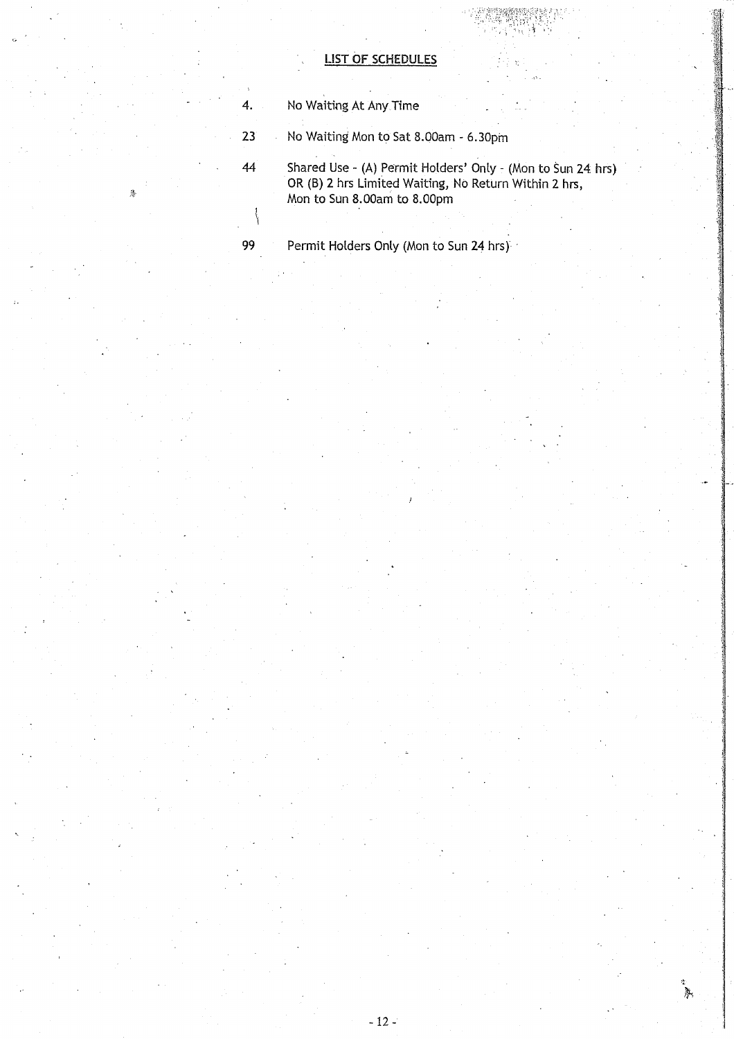## LIST OF SCHEDULES

4. No Waiting At Any Time

23 No Waiting Mon to Sat 8.00am - 6.30pm

44 Shared Use - (A) Permit Holders' Only - (Mon to Sun 24 hrs) OR (B) 2 hrs Limited Waiting, No Return Within 2 hrs, Mon to Sun 8.00am to 8.00pm

99 Permit Holders Only (Mon to Sun 24 hrs)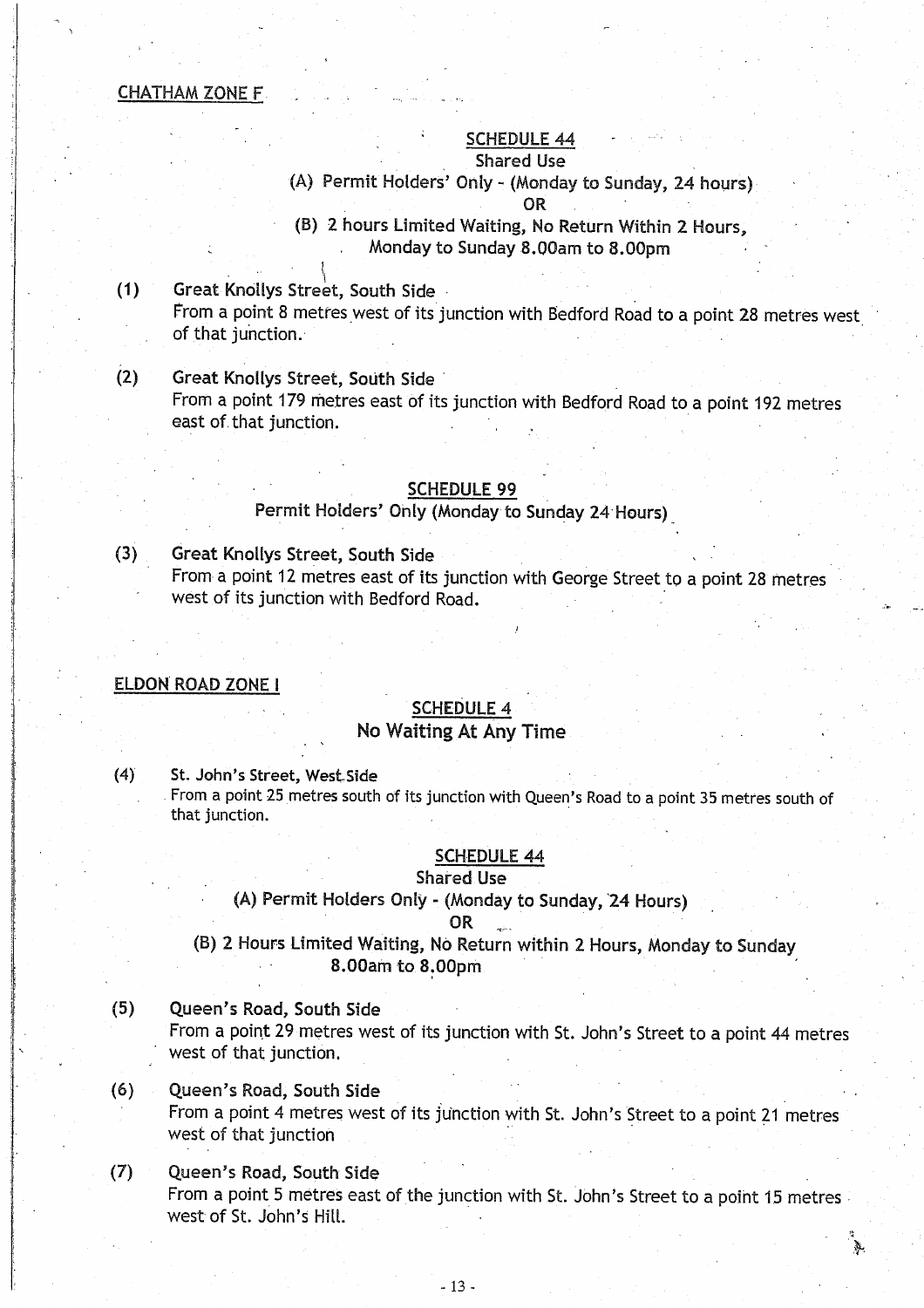CHATHAM ZONE F

SCHEDULE 44

Shared Use

(A) Permit Holders' Only - (Monday to Sunday, 24 hours)

OR

(B) 2 hours Limited Waiting, No Return Within 2 Hours, Monday to Sunday 8.00am to 8.00pm

(1) Great Knollys Street, South Side
From a point 8 metres west of its junction with Bedford Road to a point 28 metres west of that junction.

(2) Great Knollys Street, South Side
From a point 179 metres east of its junction with Bedford Road to a point 192 metres east of that junction.

SCHEDULE 99

Permit Holders' Only (Monday to Sunday 24 Hours)

(3) Great Knollys Street, South Side
From a point 12 metres east of its junction with George Street to a point 28 metres west of its junction with Bedford Road.

ELDON ROAD ZONE I

SCHEDULE 4

No Waiting At Any Time

(4) St. John's Street, West Side
From a point 25 metres south of its junction with Queen's Road to a point 35 metres south of that junction.

SCHEDULE 44

Shared Use

(A) Permit Holders Only - (Monday to Sunday, 24 Hours)

OR

(B) 2 Hours Limited Waiting, No Return within 2 Hours, Monday to Sunday 8.00am to 8.00pm

(5) Queen's Road, South Side
From a point 29 metres west of its junction with St. John's Street to a point 44 metres west of that junction.

(6) Queen's Road, South Side
From a point 4 metres west of its junction with St. John's Street to a point 21 metres west of that junction

(7) Queen's Road, South Side
From a point 5 metres east of the junction with St. John's Street to a point 15 metres west of St. John's Hill.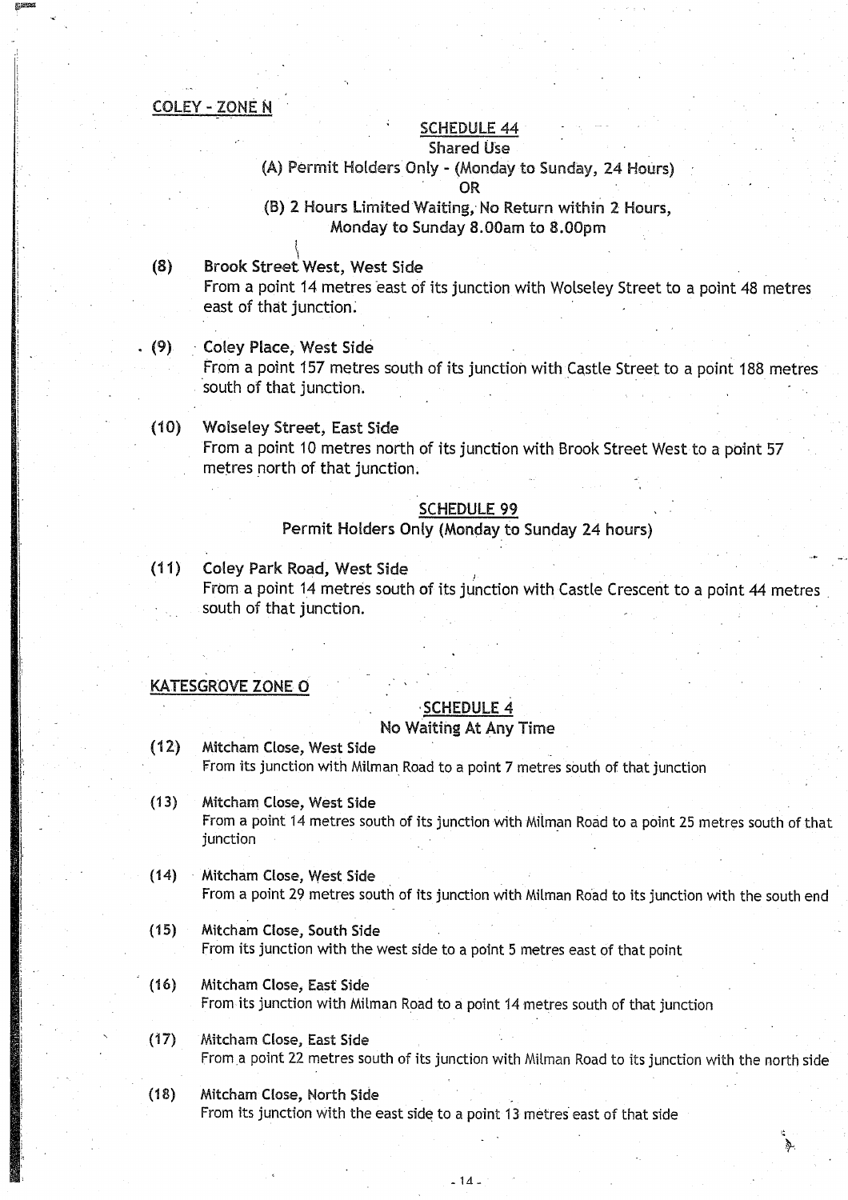## COLEY - ZONE N

### SCHEDULE 44

Shared Use

(A) Permit Holders Only - (Monday to Sunday, 24 Hours)

OR

(B) 2 Hours Limited Waiting, No Return within 2 Hours, Monday to Sunday 8.00am to 8.00pm

(8) **Brook Street West, West Side**
From a point 14 metres east of its junction with Wolseley Street to a point 48 metres east of that junction.

(9) **Coley Place, West Side**
From a point 157 metres south of its junction with Castle Street to a point 188 metres south of that junction.

(10) **Wolseley Street, East Side**
From a point 10 metres north of its junction with Brook Street West to a point 57 metres north of that junction.

### SCHEDULE 99

Permit Holders Only (Monday to Sunday 24 hours)

(11) **Coley Park Road, West Side**
From a point 14 metres south of its junction with Castle Crescent to a point 44 metres south of that junction.

## KATESGROVE ZONE O

### SCHEDULE 4

No Waiting At Any Time

(12) **Mitcham Close, West Side**
From its junction with Milman Road to a point 7 metres south of that junction

(13) **Mitcham Close, West Side**
From a point 14 metres south of its junction with Milman Road to a point 25 metres south of that junction

(14) **Mitcham Close, West Side**
From a point 29 metres south of its junction with Milman Road to its junction with the south end

(15) **Mitcham Close, South Side**
From its junction with the west side to a point 5 metres east of that point

(16) **Mitcham Close, East Side**
From its junction with Milman Road to a point 14 metres south of that junction

(17) **Mitcham Close, East Side**
From a point 22 metres south of its junction with Milman Road to its junction with the north side

(18) **Mitcham Close, North Side**
From its junction with the east side to a point 13 metres east of that side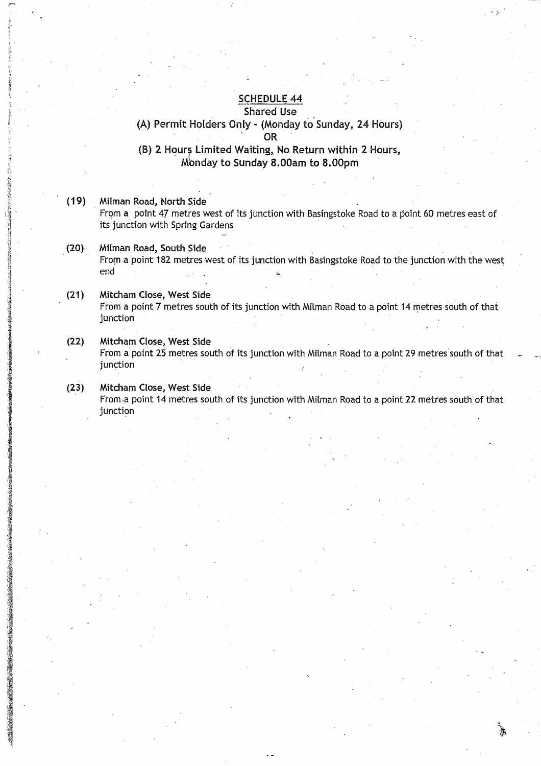## SCHEDULE 44

### Shared Use

### (A) Permit Holders Only - (Monday to Sunday, 24 Hours)

### OR

### (B) 2 Hours Limited Waiting, No Return within 2 Hours, Monday to Sunday 8.00am to 8.00pm

**(19)** **Milman Road, North Side**
From a point 47 metres west of its junction with Basingstoke Road to a point 60 metres east of its junction with Spring Gardens

**(20)** **Milman Road, South Side**
From a point 182 metres west of its junction with Basingstoke Road to the junction with the west end

**(21)** **Mitcham Close, West Side**
From a point 7 metres south of its junction with Milman Road to a point 14 metres south of that junction

**(22)** **Mitcham Close, West Side**
From a point 25 metres south of its junction with Milman Road to a point 29 metres south of that junction

**(23)** **Mitcham Close, West Side**
From a point 14 metres south of its junction with Milman Road to a point 22 metres south of that junction